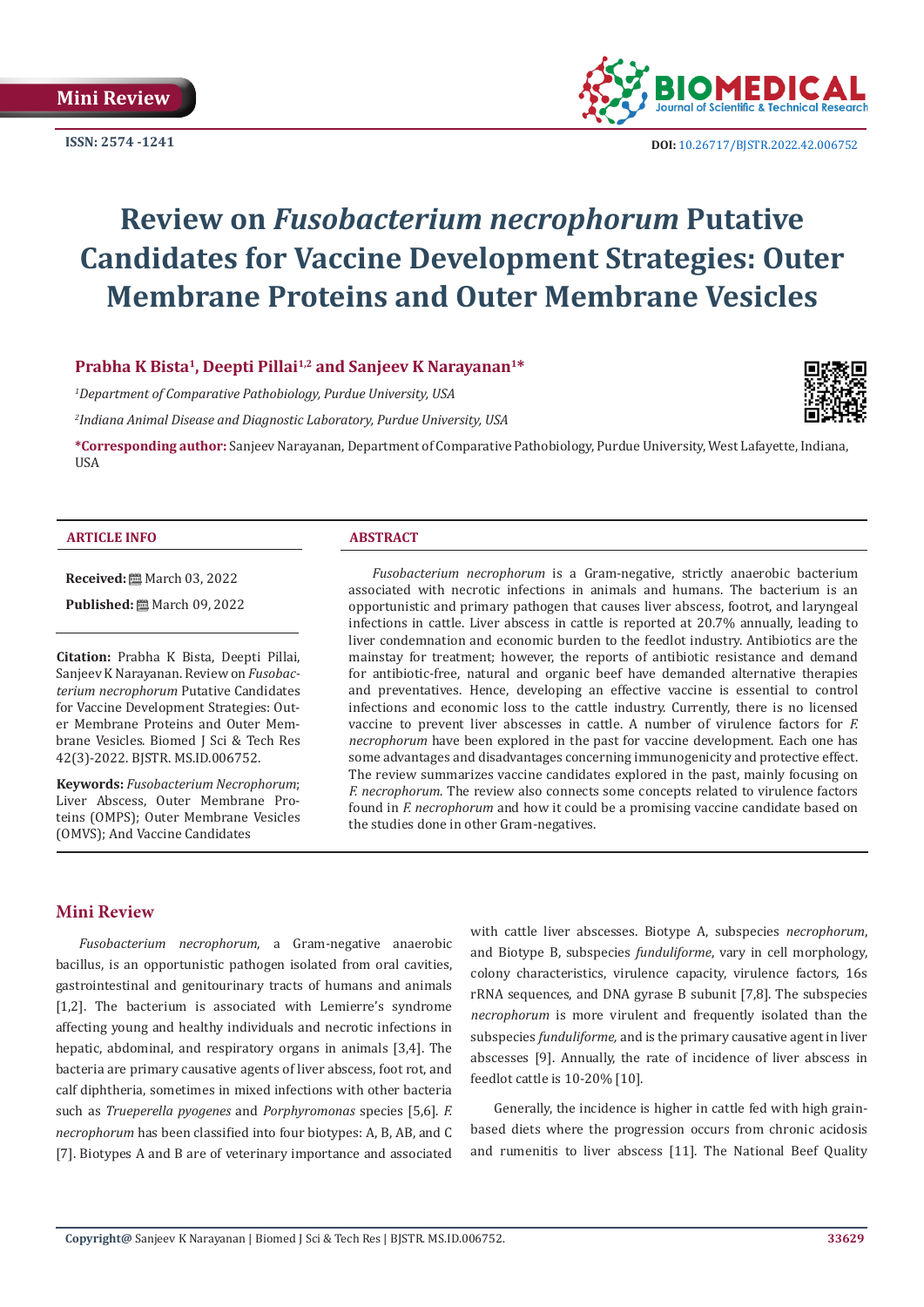Mini Review

ISSN: 2574 -1241

DOI: 10.26717/BJSTR.2022.42.006752

# Review on *Fusobacterium necrophorum* Putative Candidates for Vaccine Development Strategies: Outer Membrane Proteins and Outer Membrane Vesicles

**Prabha K Bista[1], Deepti Pillai[1,2] and Sanjeev K Narayanan[1]\***

*[1]Department of Comparative Pathobiology, Purdue University, USA*

*[2]Indiana Animal Disease and Diagnostic Laboratory, Purdue University, USA*

**\*Corresponding author:** Sanjeev Narayanan, Department of Comparative Pathobiology, Purdue University, West Lafayette, Indiana, USA

### ARTICLE INFO

**Received:** March 03, 2022

**Published:** March 09, 2022

**Citation:** Prabha K Bista, Deepti Pillai, Sanjeev K Narayanan. Review on *Fusobacterium necrophorum* Putative Candidates for Vaccine Development Strategies: Outer Membrane Proteins and Outer Membrane Vesicles. Biomed J Sci & Tech Res 42(3)-2022. BJSTR. MS.ID.006752.

**Keywords:** *Fusobacterium Necrophorum*; Liver Abscess, Outer Membrane Proteins (OMPS); Outer Membrane Vesicles (OMVS); And Vaccine Candidates

### ABSTRACT

*Fusobacterium necrophorum* is a Gram-negative, strictly anaerobic bacterium associated with necrotic infections in animals and humans. The bacterium is an opportunistic and primary pathogen that causes liver abscess, footrot, and laryngeal infections in cattle. Liver abscess in cattle is reported at 20.7% annually, leading to liver condemnation and economic burden to the feedlot industry. Antibiotics are the mainstay for treatment; however, the reports of antibiotic resistance and demand for antibiotic-free, natural and organic beef have demanded alternative therapies and preventatives. Hence, developing an effective vaccine is essential to control infections and economic loss to the cattle industry. Currently, there is no licensed vaccine to prevent liver abscesses in cattle. A number of virulence factors for *F. necrophorum* have been explored in the past for vaccine development. Each one has some advantages and disadvantages concerning immunogenicity and protective effect. The review summarizes vaccine candidates explored in the past, mainly focusing on *F. necrophorum*. The review also connects some concepts related to virulence factors found in *F. necrophorum* and how it could be a promising vaccine candidate based on the studies done in other Gram-negatives.

## Mini Review

*Fusobacterium necrophorum*, a Gram-negative anaerobic bacillus, is an opportunistic pathogen isolated from oral cavities, gastrointestinal and genitourinary tracts of humans and animals [1,2]. The bacterium is associated with Lemierre's syndrome affecting young and healthy individuals and necrotic infections in hepatic, abdominal, and respiratory organs in animals [3,4]. The bacteria are primary causative agents of liver abscess, foot rot, and calf diphtheria, sometimes in mixed infections with other bacteria such as *Trueperella pyogenes* and *Porphyromonas* species [5,6]. *F. necrophorum* has been classified into four biotypes: A, B, AB, and C [7]. Biotypes A and B are of veterinary importance and associated with cattle liver abscesses. Biotype A, subspecies *necrophorum*, and Biotype B, subspecies *funduliforme*, vary in cell morphology, colony characteristics, virulence capacity, virulence factors, 16s rRNA sequences, and DNA gyrase B subunit [7,8]. The subspecies *necrophorum* is more virulent and frequently isolated than the subspecies *funduliforme,* and is the primary causative agent in liver abscesses [9]. Annually, the rate of incidence of liver abscess in feedlot cattle is 10-20% [10].

Generally, the incidence is higher in cattle fed with high grain-based diets where the progression occurs from chronic acidosis and rumenitis to liver abscess [11]. The National Beef Quality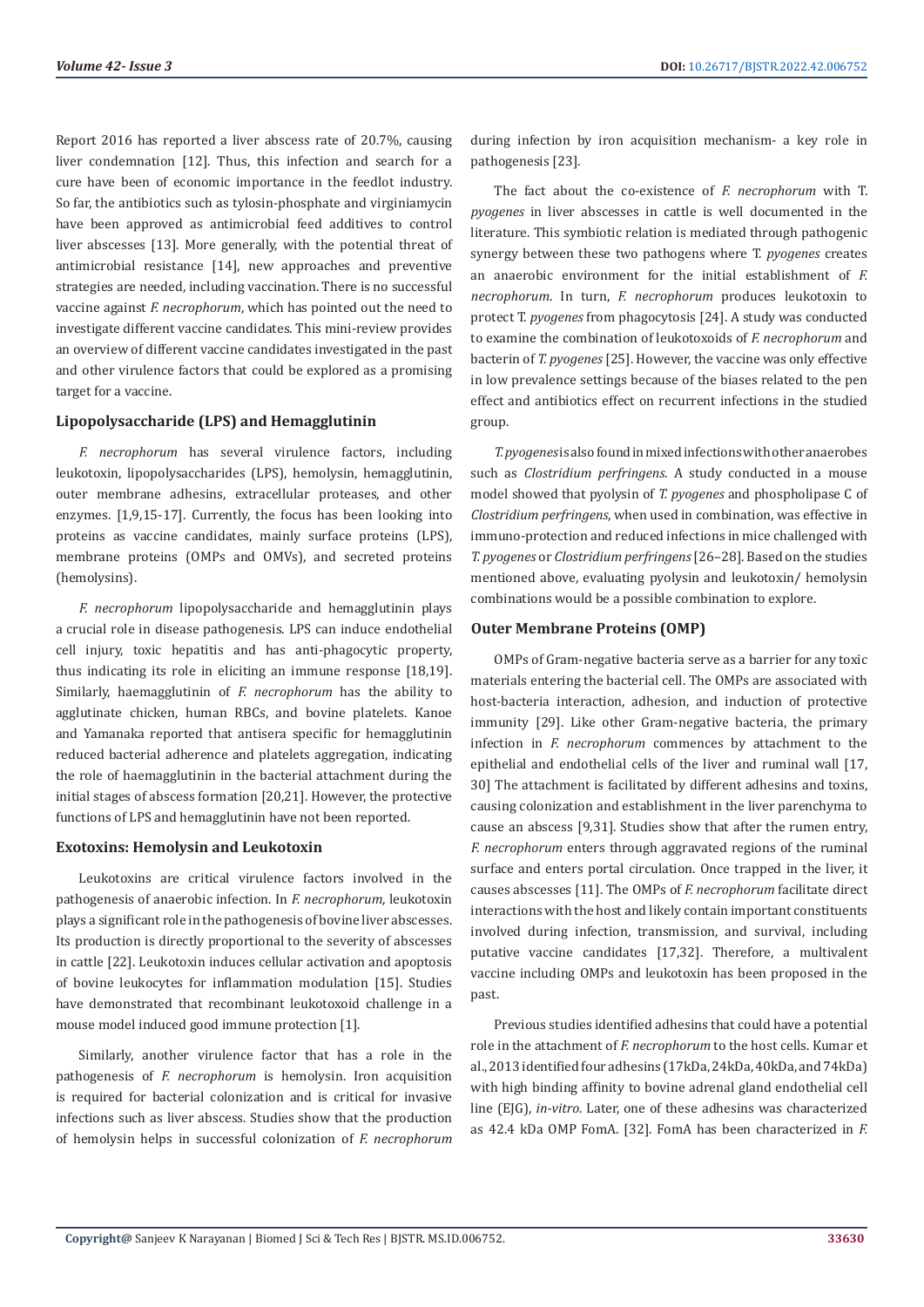Report 2016 has reported a liver abscess rate of 20.7%, causing liver condemnation [12]. Thus, this infection and search for a cure have been of economic importance in the feedlot industry. So far, the antibiotics such as tylosin-phosphate and virginiamycin have been approved as antimicrobial feed additives to control liver abscesses [13]. More generally, with the potential threat of antimicrobial resistance [14], new approaches and preventive strategies are needed, including vaccination. There is no successful vaccine against *F. necrophorum*, which has pointed out the need to investigate different vaccine candidates. This mini-review provides an overview of different vaccine candidates investigated in the past and other virulence factors that could be explored as a promising target for a vaccine.

## Lipopolysaccharide (LPS) and Hemagglutinin

*F. necrophorum* has several virulence factors, including leukotoxin, lipopolysaccharides (LPS), hemolysin, hemagglutinin, outer membrane adhesins, extracellular proteases, and other enzymes. [1,9,15-17]. Currently, the focus has been looking into proteins as vaccine candidates, mainly surface proteins (LPS), membrane proteins (OMPs and OMVs), and secreted proteins (hemolysins).

*F. necrophorum* lipopolysaccharide and hemagglutinin plays a crucial role in disease pathogenesis. LPS can induce endothelial cell injury, toxic hepatitis and has anti-phagocytic property, thus indicating its role in eliciting an immune response [18,19]. Similarly, haemagglutinin of *F. necrophorum* has the ability to agglutinate chicken, human RBCs, and bovine platelets. Kanoe and Yamanaka reported that antisera specific for hemagglutinin reduced bacterial adherence and platelets aggregation, indicating the role of haemagglutinin in the bacterial attachment during the initial stages of abscess formation [20,21]. However, the protective functions of LPS and hemagglutinin have not been reported.

## Exotoxins: Hemolysin and Leukotoxin

Leukotoxins are critical virulence factors involved in the pathogenesis of anaerobic infection. In *F. necrophorum*, leukotoxin plays a significant role in the pathogenesis of bovine liver abscesses. Its production is directly proportional to the severity of abscesses in cattle [22]. Leukotoxin induces cellular activation and apoptosis of bovine leukocytes for inflammation modulation [15]. Studies have demonstrated that recombinant leukotoxoid challenge in a mouse model induced good immune protection [1].

Similarly, another virulence factor that has a role in the pathogenesis of *F. necrophorum* is hemolysin. Iron acquisition is required for bacterial colonization and is critical for invasive infections such as liver abscess. Studies show that the production of hemolysin helps in successful colonization of *F. necrophorum* during infection by iron acquisition mechanism- a key role in pathogenesis [23].

The fact about the co-existence of *F. necrophorum* with T. *pyogenes* in liver abscesses in cattle is well documented in the literature. This symbiotic relation is mediated through pathogenic synergy between these two pathogens where T. *pyogenes* creates an anaerobic environment for the initial establishment of *F. necrophorum*. In turn, *F. necrophorum* produces leukotoxin to protect T. *pyogenes* from phagocytosis [24]. A study was conducted to examine the combination of leukotoxoids of *F. necrophorum* and bacterin of *T. pyogenes* [25]. However, the vaccine was only effective in low prevalence settings because of the biases related to the pen effect and antibiotics effect on recurrent infections in the studied group.

*T. pyogenes* is also found in mixed infections with other anaerobes such as *Clostridium perfringens*. A study conducted in a mouse model showed that pyolysin of *T. pyogenes* and phospholipase C of *Clostridium perfringens*, when used in combination, was effective in immuno-protection and reduced infections in mice challenged with *T. pyogenes* or *Clostridium perfringens* [26–28]. Based on the studies mentioned above, evaluating pyolysin and leukotoxin/ hemolysin combinations would be a possible combination to explore.

## Outer Membrane Proteins (OMP)

OMPs of Gram-negative bacteria serve as a barrier for any toxic materials entering the bacterial cell. The OMPs are associated with host-bacteria interaction, adhesion, and induction of protective immunity [29]. Like other Gram-negative bacteria, the primary infection in *F. necrophorum* commences by attachment to the epithelial and endothelial cells of the liver and ruminal wall [17, 30] The attachment is facilitated by different adhesins and toxins, causing colonization and establishment in the liver parenchyma to cause an abscess [9,31]. Studies show that after the rumen entry, *F. necrophorum* enters through aggravated regions of the ruminal surface and enters portal circulation. Once trapped in the liver, it causes abscesses [11]. The OMPs of *F. necrophorum* facilitate direct interactions with the host and likely contain important constituents involved during infection, transmission, and survival, including putative vaccine candidates [17,32]. Therefore, a multivalent vaccine including OMPs and leukotoxin has been proposed in the past.

Previous studies identified adhesins that could have a potential role in the attachment of *F. necrophorum* to the host cells. Kumar et al., 2013 identified four adhesins (17kDa, 24kDa, 40kDa, and 74kDa) with high binding affinity to bovine adrenal gland endothelial cell line (EJG), *in-vitro*. Later, one of these adhesins was characterized as 42.4 kDa OMP FomA. [32]. FomA has been characterized in *F.*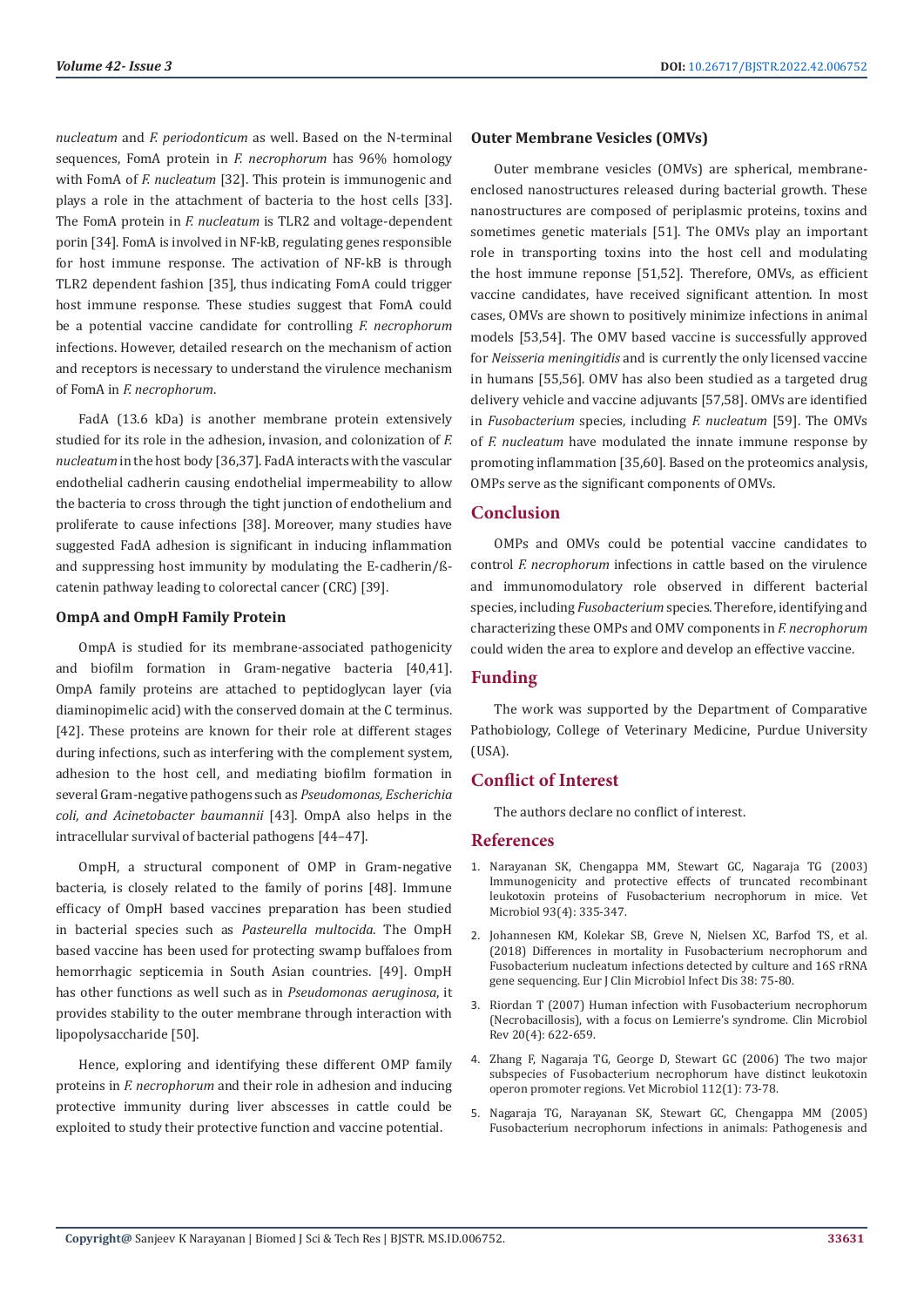*nucleatum* and *F. periodonticum* as well. Based on the N-terminal sequences, FomA protein in *F. necrophorum* has 96% homology with FomA of *F. nucleatum* [32]. This protein is immunogenic and plays a role in the attachment of bacteria to the host cells [33]. The FomA protein in *F. nucleatum* is TLR2 and voltage-dependent porin [34]. FomA is involved in NF-kB, regulating genes responsible for host immune response. The activation of NF-kB is through TLR2 dependent fashion [35], thus indicating FomA could trigger host immune response. These studies suggest that FomA could be a potential vaccine candidate for controlling *F. necrophorum* infections. However, detailed research on the mechanism of action and receptors is necessary to understand the virulence mechanism of FomA in *F. necrophorum*.

FadA (13.6 kDa) is another membrane protein extensively studied for its role in the adhesion, invasion, and colonization of *F. nucleatum* in the host body [36,37]. FadA interacts with the vascular endothelial cadherin causing endothelial impermeability to allow the bacteria to cross through the tight junction of endothelium and proliferate to cause infections [38]. Moreover, many studies have suggested FadA adhesion is significant in inducing inflammation and suppressing host immunity by modulating the E-cadherin/ß-catenin pathway leading to colorectal cancer (CRC) [39].

### OmpA and OmpH Family Protein

OmpA is studied for its membrane-associated pathogenicity and biofilm formation in Gram-negative bacteria [40,41]. OmpA family proteins are attached to peptidoglycan layer (via diaminopimelic acid) with the conserved domain at the C terminus. [42]. These proteins are known for their role at different stages during infections, such as interfering with the complement system, adhesion to the host cell, and mediating biofilm formation in several Gram-negative pathogens such as *Pseudomonas, Escherichia coli, and Acinetobacter baumannii* [43]. OmpA also helps in the intracellular survival of bacterial pathogens [44–47].

OmpH, a structural component of OMP in Gram-negative bacteria, is closely related to the family of porins [48]. Immune efficacy of OmpH based vaccines preparation has been studied in bacterial species such as *Pasteurella multocida*. The OmpH based vaccine has been used for protecting swamp buffaloes from hemorrhagic septicemia in South Asian countries. [49]. OmpH has other functions as well such as in *Pseudomonas aeruginosa*, it provides stability to the outer membrane through interaction with lipopolysaccharide [50].

Hence, exploring and identifying these different OMP family proteins in *F. necrophorum* and their role in adhesion and inducing protective immunity during liver abscesses in cattle could be exploited to study their protective function and vaccine potential.

### Outer Membrane Vesicles (OMVs)

Outer membrane vesicles (OMVs) are spherical, membrane-enclosed nanostructures released during bacterial growth. These nanostructures are composed of periplasmic proteins, toxins and sometimes genetic materials [51]. The OMVs play an important role in transporting toxins into the host cell and modulating the host immune reponse [51,52]. Therefore, OMVs, as efficient vaccine candidates, have received significant attention. In most cases, OMVs are shown to positively minimize infections in animal models [53,54]. The OMV based vaccine is successfully approved for *Neisseria meningitidis* and is currently the only licensed vaccine in humans [55,56]. OMV has also been studied as a targeted drug delivery vehicle and vaccine adjuvants [57,58]. OMVs are identified in *Fusobacterium* species, including *F. nucleatum* [59]. The OMVs of *F. nucleatum* have modulated the innate immune response by promoting inflammation [35,60]. Based on the proteomics analysis, OMPs serve as the significant components of OMVs.

## Conclusion

OMPs and OMVs could be potential vaccine candidates to control *F. necrophorum* infections in cattle based on the virulence and immunomodulatory role observed in different bacterial species, including *Fusobacterium* species. Therefore, identifying and characterizing these OMPs and OMV components in *F. necrophorum* could widen the area to explore and develop an effective vaccine.

## Funding

The work was supported by the Department of Comparative Pathobiology, College of Veterinary Medicine, Purdue University (USA).

## Conflict of Interest

The authors declare no conflict of interest.

## References

1. Narayanan SK, Chengappa MM, Stewart GC, Nagaraja TG (2003) Immunogenicity and protective effects of truncated recombinant leukotoxin proteins of Fusobacterium necrophorum in mice. Vet Microbiol 93(4): 335-347.
2. Johannesen KM, Kolekar SB, Greve N, Nielsen XC, Barfod TS, et al. (2018) Differences in mortality in Fusobacterium necrophorum and Fusobacterium nucleatum infections detected by culture and 16S rRNA gene sequencing. Eur J Clin Microbiol Infect Dis 38: 75-80.
3. Riordan T (2007) Human infection with Fusobacterium necrophorum (Necrobacillosis), with a focus on Lemierre's syndrome. Clin Microbiol Rev 20(4): 622-659.
4. Zhang F, Nagaraja TG, George D, Stewart GC (2006) The two major subspecies of Fusobacterium necrophorum have distinct leukotoxin operon promoter regions. Vet Microbiol 112(1): 73-78.
5. Nagaraja TG, Narayanan SK, Stewart GC, Chengappa MM (2005) Fusobacterium necrophorum infections in animals: Pathogenesis and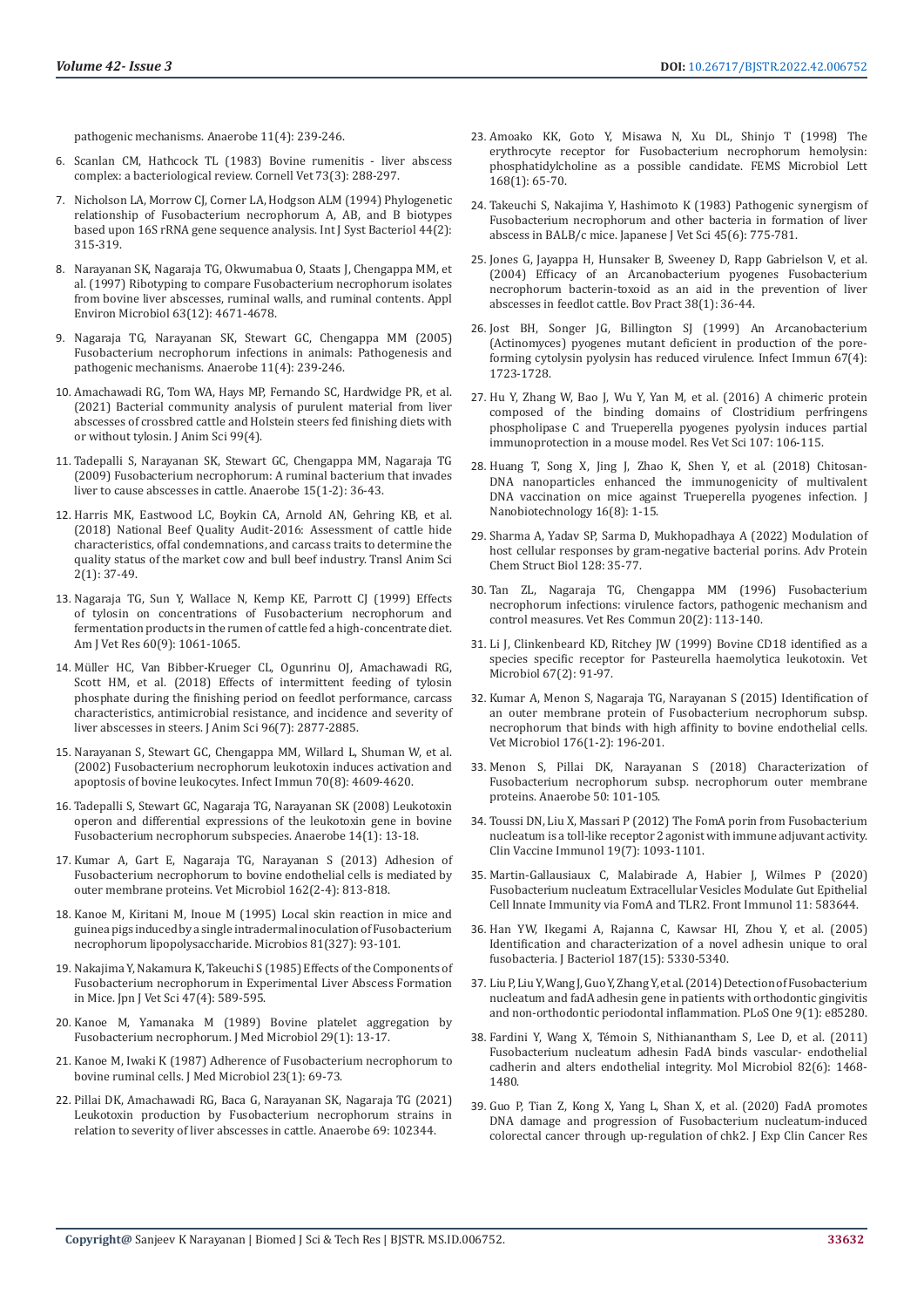pathogenic mechanisms. Anaerobe 11(4): 239-246.

6. Scanlan CM, Hathcock TL (1983) Bovine rumenitis - liver abscess complex: a bacteriological review. Cornell Vet 73(3): 288-297.
7. Nicholson LA, Morrow CJ, Corner LA, Hodgson ALM (1994) Phylogenetic relationship of Fusobacterium necrophorum A, AB, and B biotypes based upon 16S rRNA gene sequence analysis. Int J Syst Bacteriol 44(2): 315-319.
8. Narayanan SK, Nagaraja TG, Okwumabua O, Staats J, Chengappa MM, et al. (1997) Ribotyping to compare Fusobacterium necrophorum isolates from bovine liver abscesses, ruminal walls, and ruminal contents. Appl Environ Microbiol 63(12): 4671-4678.
9. Nagaraja TG, Narayanan SK, Stewart GC, Chengappa MM (2005) Fusobacterium necrophorum infections in animals: Pathogenesis and pathogenic mechanisms. Anaerobe 11(4): 239-246.
10. Amachawadi RG, Tom WA, Hays MP, Fernando SC, Hardwidge PR, et al. (2021) Bacterial community analysis of purulent material from liver abscesses of crossbred cattle and Holstein steers fed finishing diets with or without tylosin. J Anim Sci 99(4).
11. Tadepalli S, Narayanan SK, Stewart GC, Chengappa MM, Nagaraja TG (2009) Fusobacterium necrophorum: A ruminal bacterium that invades liver to cause abscesses in cattle. Anaerobe 15(1-2): 36-43.
12. Harris MK, Eastwood LC, Boykin CA, Arnold AN, Gehring KB, et al. (2018) National Beef Quality Audit-2016: Assessment of cattle hide characteristics, offal condemnations, and carcass traits to determine the quality status of the market cow and bull beef industry. Transl Anim Sci 2(1): 37-49.
13. Nagaraja TG, Sun Y, Wallace N, Kemp KE, Parrott CJ (1999) Effects of tylosin on concentrations of Fusobacterium necrophorum and fermentation products in the rumen of cattle fed a high-concentrate diet. Am J Vet Res 60(9): 1061-1065.
14. Müller HC, Van Bibber-Krueger CL, Ogunrinu OJ, Amachawadi RG, Scott HM, et al. (2018) Effects of intermittent feeding of tylosin phosphate during the finishing period on feedlot performance, carcass characteristics, antimicrobial resistance, and incidence and severity of liver abscesses in steers. J Anim Sci 96(7): 2877-2885.
15. Narayanan S, Stewart GC, Chengappa MM, Willard L, Shuman W, et al. (2002) Fusobacterium necrophorum leukotoxin induces activation and apoptosis of bovine leukocytes. Infect Immun 70(8): 4609-4620.
16. Tadepalli S, Stewart GC, Nagaraja TG, Narayanan SK (2008) Leukotoxin operon and differential expressions of the leukotoxin gene in bovine Fusobacterium necrophorum subspecies. Anaerobe 14(1): 13-18.
17. Kumar A, Gart E, Nagaraja TG, Narayanan S (2013) Adhesion of Fusobacterium necrophorum to bovine endothelial cells is mediated by outer membrane proteins. Vet Microbiol 162(2-4): 813-818.
18. Kanoe M, Kiritani M, Inoue M (1995) Local skin reaction in mice and guinea pigs induced by a single intradermal inoculation of Fusobacterium necrophorum lipopolysaccharide. Microbios 81(327): 93-101.
19. Nakajima Y, Nakamura K, Takeuchi S (1985) Effects of the Components of Fusobacterium necrophorum in Experimental Liver Abscess Formation in Mice. Jpn J Vet Sci 47(4): 589-595.
20. Kanoe M, Yamanaka M (1989) Bovine platelet aggregation by Fusobacterium necrophorum. J Med Microbiol 29(1): 13-17.
21. Kanoe M, Iwaki K (1987) Adherence of Fusobacterium necrophorum to bovine ruminal cells. J Med Microbiol 23(1): 69-73.
22. Pillai DK, Amachawadi RG, Baca G, Narayanan SK, Nagaraja TG (2021) Leukotoxin production by Fusobacterium necrophorum strains in relation to severity of liver abscesses in cattle. Anaerobe 69: 102344.
23. Amoako KK, Goto Y, Misawa N, Xu DL, Shinjo T (1998) The erythrocyte receptor for Fusobacterium necrophorum hemolysin: phosphatidylcholine as a possible candidate. FEMS Microbiol Lett 168(1): 65-70.
24. Takeuchi S, Nakajima Y, Hashimoto K (1983) Pathogenic synergism of Fusobacterium necrophorum and other bacteria in formation of liver abscess in BALB/c mice. Japanese J Vet Sci 45(6): 775-781.
25. Jones G, Jayappa H, Hunsaker B, Sweeney D, Rapp Gabrielson V, et al. (2004) Efficacy of an Arcanobacterium pyogenes Fusobacterium necrophorum bacterin-toxoid as an aid in the prevention of liver abscesses in feedlot cattle. Bov Pract 38(1): 36-44.
26. Jost BH, Songer JG, Billington SJ (1999) An Arcanobacterium (Actinomyces) pyogenes mutant deficient in production of the pore-forming cytolysin pyolysin has reduced virulence. Infect Immun 67(4): 1723-1728.
27. Hu Y, Zhang W, Bao J, Wu Y, Yan M, et al. (2016) A chimeric protein composed of the binding domains of Clostridium perfringens phospholipase C and Trueperella pyogenes pyolysin induces partial immunoprotection in a mouse model. Res Vet Sci 107: 106-115.
28. Huang T, Song X, Jing J, Zhao K, Shen Y, et al. (2018) Chitosan-DNA nanoparticles enhanced the immunogenicity of multivalent DNA vaccination on mice against Trueperella pyogenes infection. J Nanobiotechnology 16(8): 1-15.
29. Sharma A, Yadav SP, Sarma D, Mukhopadhaya A (2022) Modulation of host cellular responses by gram-negative bacterial porins. Adv Protein Chem Struct Biol 128: 35-77.
30. Tan ZL, Nagaraja TG, Chengappa MM (1996) Fusobacterium necrophorum infections: virulence factors, pathogenic mechanism and control measures. Vet Res Commun 20(2): 113-140.
31. Li J, Clinkenbeard KD, Ritchey JW (1999) Bovine CD18 identified as a species specific receptor for Pasteurella haemolytica leukotoxin. Vet Microbiol 67(2): 91-97.
32. Kumar A, Menon S, Nagaraja TG, Narayanan S (2015) Identification of an outer membrane protein of Fusobacterium necrophorum subsp. necrophorum that binds with high affinity to bovine endothelial cells. Vet Microbiol 176(1-2): 196-201.
33. Menon S, Pillai DK, Narayanan S (2018) Characterization of Fusobacterium necrophorum subsp. necrophorum outer membrane proteins. Anaerobe 50: 101-105.
34. Toussi DN, Liu X, Massari P (2012) The FomA porin from Fusobacterium nucleatum is a toll-like receptor 2 agonist with immune adjuvant activity. Clin Vaccine Immunol 19(7): 1093-1101.
35. Martin-Gallausiaux C, Malabirade A, Habier J, Wilmes P (2020) Fusobacterium nucleatum Extracellular Vesicles Modulate Gut Epithelial Cell Innate Immunity via FomA and TLR2. Front Immunol 11: 583644.
36. Han YW, Ikegami A, Rajanna C, Kawsar HI, Zhou Y, et al. (2005) Identification and characterization of a novel adhesin unique to oral fusobacteria. J Bacteriol 187(15): 5330-5340.
37. Liu P, Liu Y, Wang J, Guo Y, Zhang Y, et al. (2014) Detection of Fusobacterium nucleatum and fadA adhesin gene in patients with orthodontic gingivitis and non-orthodontic periodontal inflammation. PLoS One 9(1): e85280.
38. Fardini Y, Wang X, Témoin S, Nithianantham S, Lee D, et al. (2011) Fusobacterium nucleatum adhesin FadA binds vascular- endothelial cadherin and alters endothelial integrity. Mol Microbiol 82(6): 1468-1480.
39. Guo P, Tian Z, Kong X, Yang L, Shan X, et al. (2020) FadA promotes DNA damage and progression of Fusobacterium nucleatum-induced colorectal cancer through up-regulation of chk2. J Exp Clin Cancer Res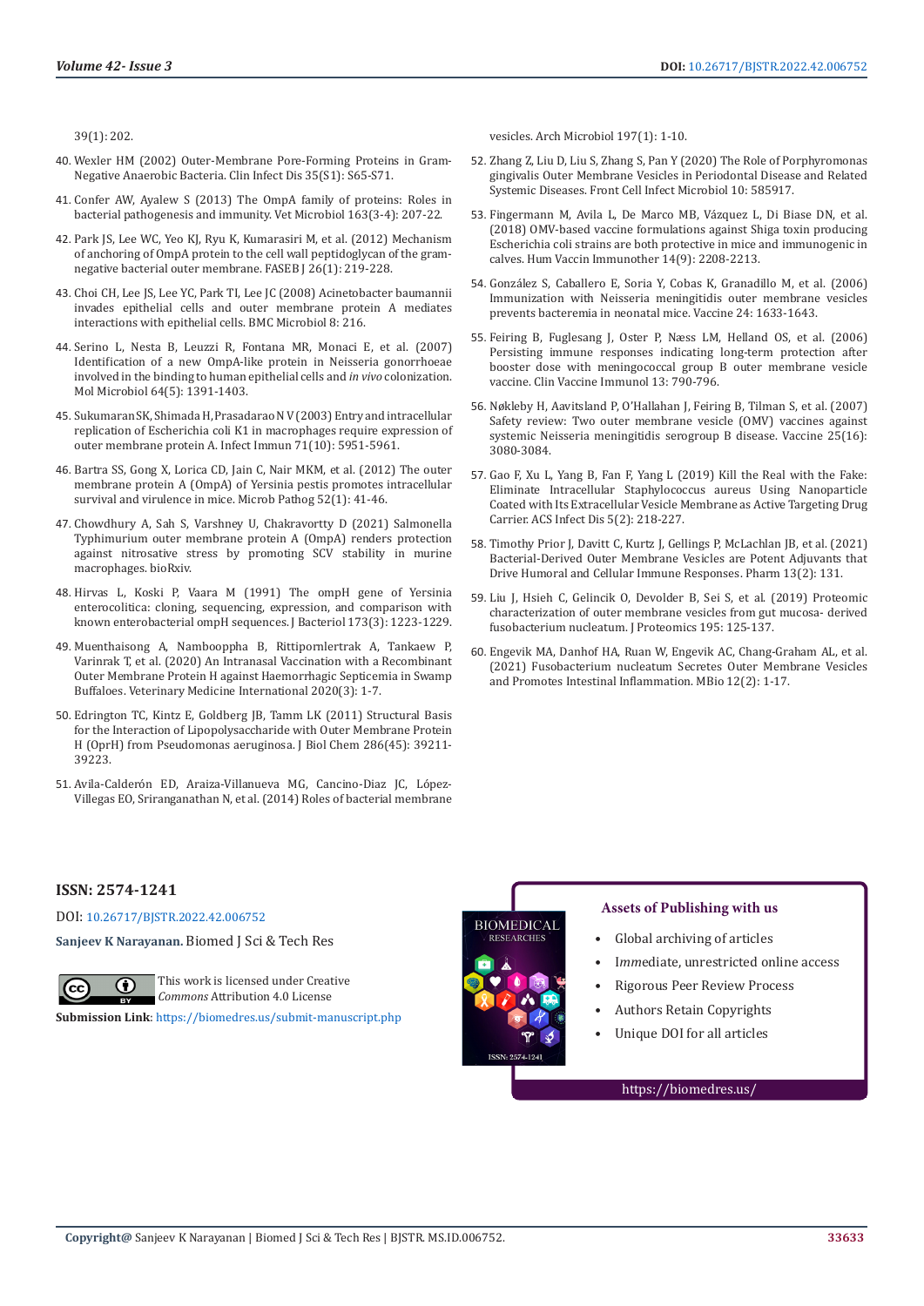39(1): 202.

40. Wexler HM (2002) Outer-Membrane Pore-Forming Proteins in Gram-Negative Anaerobic Bacteria. Clin Infect Dis 35(S1): S65-S71.
41. Confer AW, Ayalew S (2013) The OmpA family of proteins: Roles in bacterial pathogenesis and immunity. Vet Microbiol 163(3-4): 207-22.
42. Park JS, Lee WC, Yeo KJ, Ryu K, Kumarasiri M, et al. (2012) Mechanism of anchoring of OmpA protein to the cell wall peptidoglycan of the gram-negative bacterial outer membrane. FASEB J 26(1): 219-228.
43. Choi CH, Lee JS, Lee YC, Park TI, Lee JC (2008) Acinetobacter baumannii invades epithelial cells and outer membrane protein A mediates interactions with epithelial cells. BMC Microbiol 8: 216.
44. Serino L, Nesta B, Leuzzi R, Fontana MR, Monaci E, et al. (2007) Identification of a new OmpA-like protein in Neisseria gonorrhoeae involved in the binding to human epithelial cells and *in vivo* colonization. Mol Microbiol 64(5): 1391-1403.
45. Sukumaran SK, Shimada H, Prasadarao N V (2003) Entry and intracellular replication of Escherichia coli K1 in macrophages require expression of outer membrane protein A. Infect Immun 71(10): 5951-5961.
46. Bartra SS, Gong X, Lorica CD, Jain C, Nair MKM, et al. (2012) The outer membrane protein A (OmpA) of Yersinia pestis promotes intracellular survival and virulence in mice. Microb Pathog 52(1): 41-46.
47. Chowdhury A, Sah S, Varshney U, Chakravortty D (2021) Salmonella Typhimurium outer membrane protein A (OmpA) renders protection against nitrosative stress by promoting SCV stability in murine macrophages. bioRxiv.
48. Hirvas L, Koski P, Vaara M (1991) The ompH gene of Yersinia enterocolitica: cloning, sequencing, expression, and comparison with known enterobacterial ompH sequences. J Bacteriol 173(3): 1223-1229.
49. Muenthaisong A, Nambooppha B, Rittipornlertrak A, Tankaew P, Varinrak T, et al. (2020) An Intranasal Vaccination with a Recombinant Outer Membrane Protein H against Haemorrhagic Septicemia in Swamp Buffaloes. Veterinary Medicine International 2020(3): 1-7.
50. Edrington TC, Kintz E, Goldberg JB, Tamm LK (2011) Structural Basis for the Interaction of Lipopolysaccharide with Outer Membrane Protein H (OprH) from Pseudomonas aeruginosa. J Biol Chem 286(45): 39211-39223.
51. Avila-Calderón ED, Araiza-Villanueva MG, Cancino-Diaz JC, López-Villegas EO, Sriranganathan N, et al. (2014) Roles of bacterial membrane vesicles. Arch Microbiol 197(1): 1-10.
52. Zhang Z, Liu D, Liu S, Zhang S, Pan Y (2020) The Role of Porphyromonas gingivalis Outer Membrane Vesicles in Periodontal Disease and Related Systemic Diseases. Front Cell Infect Microbiol 10: 585917.
53. Fingermann M, Avila L, De Marco MB, Vázquez L, Di Biase DN, et al. (2018) OMV-based vaccine formulations against Shiga toxin producing Escherichia coli strains are both protective in mice and immunogenic in calves. Hum Vaccin Immunother 14(9): 2208-2213.
54. González S, Caballero E, Soria Y, Cobas K, Granadillo M, et al. (2006) Immunization with Neisseria meningitidis outer membrane vesicles prevents bacteremia in neonatal mice. Vaccine 24: 1633-1643.
55. Feiring B, Fuglesang J, Oster P, Næss LM, Helland OS, et al. (2006) Persisting immune responses indicating long-term protection after booster dose with meningococcal group B outer membrane vesicle vaccine. Clin Vaccine Immunol 13: 790-796.
56. Nøkleby H, Aavitsland P, O'Hallahan J, Feiring B, Tilman S, et al. (2007) Safety review: Two outer membrane vesicle (OMV) vaccines against systemic Neisseria meningitidis serogroup B disease. Vaccine 25(16): 3080-3084.
57. Gao F, Xu L, Yang B, Fan F, Yang L (2019) Kill the Real with the Fake: Eliminate Intracellular Staphylococcus aureus Using Nanoparticle Coated with Its Extracellular Vesicle Membrane as Active Targeting Drug Carrier. ACS Infect Dis 5(2): 218-227.
58. Timothy Prior J, Davitt C, Kurtz J, Gellings P, McLachlan JB, et al. (2021) Bacterial-Derived Outer Membrane Vesicles are Potent Adjuvants that Drive Humoral and Cellular Immune Responses. Pharm 13(2): 131.
59. Liu J, Hsieh C, Gelincik O, Devolder B, Sei S, et al. (2019) Proteomic characterization of outer membrane vesicles from gut mucosa- derived fusobacterium nucleatum. J Proteomics 195: 125-137.
60. Engevik MA, Danhof HA, Ruan W, Engevik AC, Chang-Graham AL, et al. (2021) Fusobacterium nucleatum Secretes Outer Membrane Vesicles and Promotes Intestinal Inflammation. MBio 12(2): 1-17.

**ISSN: 2574-1241**

DOI: 10.26717/BJSTR.2022.42.006752

**Sanjeev K Narayanan.** Biomed J Sci & Tech Res

This work is licensed under Creative *Commons* Attribution 4.0 License

**Submission Link**: https://biomedres.us/submit-manuscript.php

BIOMEDICAL RESEARCHES

ISSN: 2574-1241

**Assets of Publishing with us**

- Global archiving of articles
- Immediate, unrestricted online access
- Rigorous Peer Review Process
- Authors Retain Copyrights
- Unique DOI for all articles

https://biomedres.us/